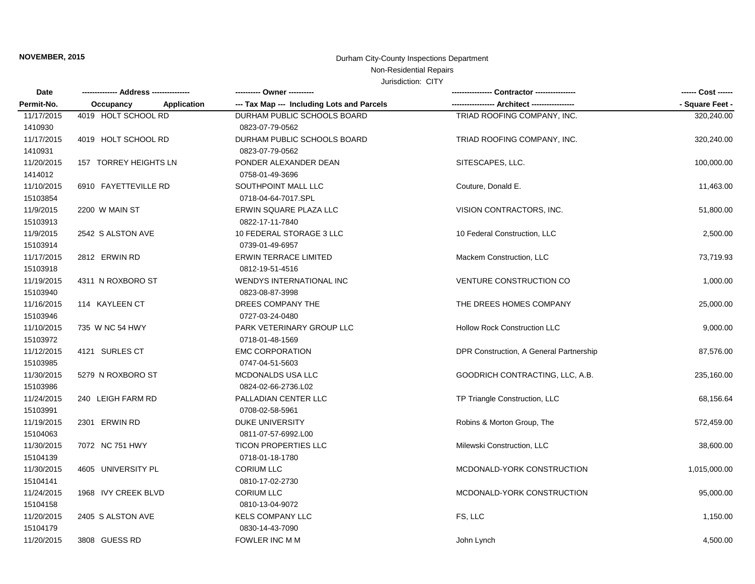**NOVEMBER, 2015**

Durham City-County Inspections Department

Non-Residential Repairs

Jurisdiction: CITY

| Date / Permit-No. | Address / Occupancy Application | Owner / Tax Map --- Including Lots and Parcels | Contractor / Architect | Cost / Square Feet |
|---|---|---|---|---|
| 11/17/2015<br>1410930 | 4019 HOLT SCHOOL RD | DURHAM PUBLIC SCHOOLS BOARD<br>0823-07-79-0562 | TRIAD ROOFING COMPANY, INC. | 320,240.00 |
| 11/17/2015<br>1410931 | 4019 HOLT SCHOOL RD | DURHAM PUBLIC SCHOOLS BOARD<br>0823-07-79-0562 | TRIAD ROOFING COMPANY, INC. | 320,240.00 |
| 11/20/2015<br>1414012 | 157 TORREY HEIGHTS LN | PONDER ALEXANDER DEAN<br>0758-01-49-3696 | SITESCAPES, LLC. | 100,000.00 |
| 11/10/2015<br>15103854 | 6910 FAYETTEVILLE RD | SOUTHPOINT MALL LLC<br>0718-04-64-7017.SPL | Couture, Donald E. | 11,463.00 |
| 11/9/2015<br>15103913 | 2200 W MAIN ST | ERWIN SQUARE PLAZA LLC<br>0822-17-11-7840 | VISION CONTRACTORS, INC. | 51,800.00 |
| 11/9/2015<br>15103914 | 2542 S ALSTON AVE | 10 FEDERAL STORAGE 3 LLC<br>0739-01-49-6957 | 10 Federal Construction, LLC | 2,500.00 |
| 11/17/2015<br>15103918 | 2812 ERWIN RD | ERWIN TERRACE LIMITED<br>0812-19-51-4516 | Mackem Construction, LLC | 73,719.93 |
| 11/19/2015<br>15103940 | 4311 N ROXBORO ST | WENDYS INTERNATIONAL INC<br>0823-08-87-3998 | VENTURE CONSTRUCTION CO | 1,000.00 |
| 11/16/2015<br>15103946 | 114 KAYLEEN CT | DREES COMPANY THE<br>0727-03-24-0480 | THE DREES HOMES COMPANY | 25,000.00 |
| 11/10/2015<br>15103972 | 735 W NC 54 HWY | PARK VETERINARY GROUP LLC<br>0718-01-48-1569 | Hollow Rock Construction LLC | 9,000.00 |
| 11/12/2015<br>15103985 | 4121 SURLES CT | EMC CORPORATION<br>0747-04-51-5603 | DPR Construction, A General Partnership | 87,576.00 |
| 11/30/2015<br>15103986 | 5279 N ROXBORO ST | MCDONALDS USA LLC<br>0824-02-66-2736.L02 | GOODRICH CONTRACTING, LLC, A.B. | 235,160.00 |
| 11/24/2015<br>15103991 | 240 LEIGH FARM RD | PALLADIAN CENTER LLC<br>0708-02-58-5961 | TP Triangle Construction, LLC | 68,156.64 |
| 11/19/2015<br>15104063 | 2301 ERWIN RD | DUKE UNIVERSITY<br>0811-07-57-6992.L00 | Robins & Morton Group, The | 572,459.00 |
| 11/30/2015<br>15104139 | 7072 NC 751 HWY | TICON PROPERTIES LLC<br>0718-01-18-1780 | Milewski Construction, LLC | 38,600.00 |
| 11/30/2015<br>15104141 | 4605 UNIVERSITY PL | CORIUM LLC<br>0810-17-02-2730 | MCDONALD-YORK CONSTRUCTION | 1,015,000.00 |
| 11/24/2015<br>15104158 | 1968 IVY CREEK BLVD | CORIUM LLC<br>0810-13-04-9072 | MCDONALD-YORK CONSTRUCTION | 95,000.00 |
| 11/20/2015<br>15104179 | 2405 S ALSTON AVE | KELS COMPANY LLC<br>0830-14-43-7090 | FS, LLC | 1,150.00 |
| 11/20/2015 | 3808 GUESS RD | FOWLER INC M M | John Lynch | 4,500.00 |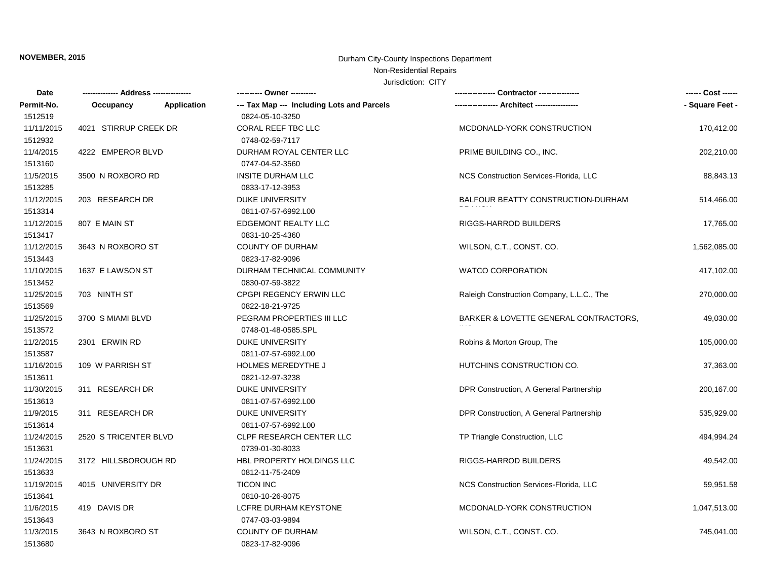**NOVEMBER, 2015**

Durham City-County Inspections Department
Non-Residential Repairs
Jurisdiction: CITY

| Date | -------------- Address -------------- | | ---------- Owner ---------- | ---------------- Contractor ---------------- | ------ Cost ------ |
|---|---|---|---|---|---|
| **Permit-No.** | **Occupancy** | **Application** | **--- Tax Map --- Including Lots and Parcels** | **----------------- Architect -----------------** | **- Square Feet -** |
| 1512519 | | | 0824-05-10-3250 | | |
| 11/11/2015 | 4021 STIRRUP CREEK DR | | CORAL REEF TBC LLC | MCDONALD-YORK CONSTRUCTION | 170,412.00 |
| 1512932 | | | 0748-02-59-7117 | | |
| 11/4/2015 | 4222 EMPEROR BLVD | | DURHAM ROYAL CENTER LLC | PRIME BUILDING CO., INC. | 202,210.00 |
| 1513160 | | | 0747-04-52-3560 | | |
| 11/5/2015 | 3500 N ROXBORO RD | | INSITE DURHAM LLC | NCS Construction Services-Florida, LLC | 88,843.13 |
| 1513285 | | | 0833-17-12-3953 | | |
| 11/12/2015 | 203 RESEARCH DR | | DUKE UNIVERSITY | BALFOUR BEATTY CONSTRUCTION-DURHAM | 514,466.00 |
| 1513314 | | | 0811-07-57-6992.L00 | | |
| 11/12/2015 | 807 E MAIN ST | | EDGEMONT REALTY LLC | RIGGS-HARROD BUILDERS | 17,765.00 |
| 1513417 | | | 0831-10-25-4360 | | |
| 11/12/2015 | 3643 N ROXBORO ST | | COUNTY OF DURHAM | WILSON, C.T., CONST. CO. | 1,562,085.00 |
| 1513443 | | | 0823-17-82-9096 | | |
| 11/10/2015 | 1637 E LAWSON ST | | DURHAM TECHNICAL COMMUNITY | WATCO CORPORATION | 417,102.00 |
| 1513452 | | | 0830-07-59-3822 | | |
| 11/25/2015 | 703 NINTH ST | | CPGPI REGENCY ERWIN LLC | Raleigh Construction Company, L.L.C., The | 270,000.00 |
| 1513569 | | | 0822-18-21-9725 | | |
| 11/25/2015 | 3700 S MIAMI BLVD | | PEGRAM PROPERTIES III LLC | BARKER & LOVETTE GENERAL CONTRACTORS, | 49,030.00 |
| 1513572 | | | 0748-01-48-0585.SPL | | |
| 11/2/2015 | 2301 ERWIN RD | | DUKE UNIVERSITY | Robins & Morton Group, The | 105,000.00 |
| 1513587 | | | 0811-07-57-6992.L00 | | |
| 11/16/2015 | 109 W PARRISH ST | | HOLMES MEREDYTHE J | HUTCHINS CONSTRUCTION CO. | 37,363.00 |
| 1513611 | | | 0821-12-97-3238 | | |
| 11/30/2015 | 311 RESEARCH DR | | DUKE UNIVERSITY | DPR Construction, A General Partnership | 200,167.00 |
| 1513613 | | | 0811-07-57-6992.L00 | | |
| 11/9/2015 | 311 RESEARCH DR | | DUKE UNIVERSITY | DPR Construction, A General Partnership | 535,929.00 |
| 1513614 | | | 0811-07-57-6992.L00 | | |
| 11/24/2015 | 2520 S TRICENTER BLVD | | CLPF RESEARCH CENTER LLC | TP Triangle Construction, LLC | 494,994.24 |
| 1513631 | | | 0739-01-30-8033 | | |
| 11/24/2015 | 3172 HILLSBOROUGH RD | | HBL PROPERTY HOLDINGS LLC | RIGGS-HARROD BUILDERS | 49,542.00 |
| 1513633 | | | 0812-11-75-2409 | | |
| 11/19/2015 | 4015 UNIVERSITY DR | | TICON INC | NCS Construction Services-Florida, LLC | 59,951.58 |
| 1513641 | | | 0810-10-26-8075 | | |
| 11/6/2015 | 419 DAVIS DR | | LCFRE DURHAM KEYSTONE | MCDONALD-YORK CONSTRUCTION | 1,047,513.00 |
| 1513643 | | | 0747-03-03-9894 | | |
| 11/3/2015 | 3643 N ROXBORO ST | | COUNTY OF DURHAM | WILSON, C.T., CONST. CO. | 745,041.00 |
| 1513680 | | | 0823-17-82-9096 | | |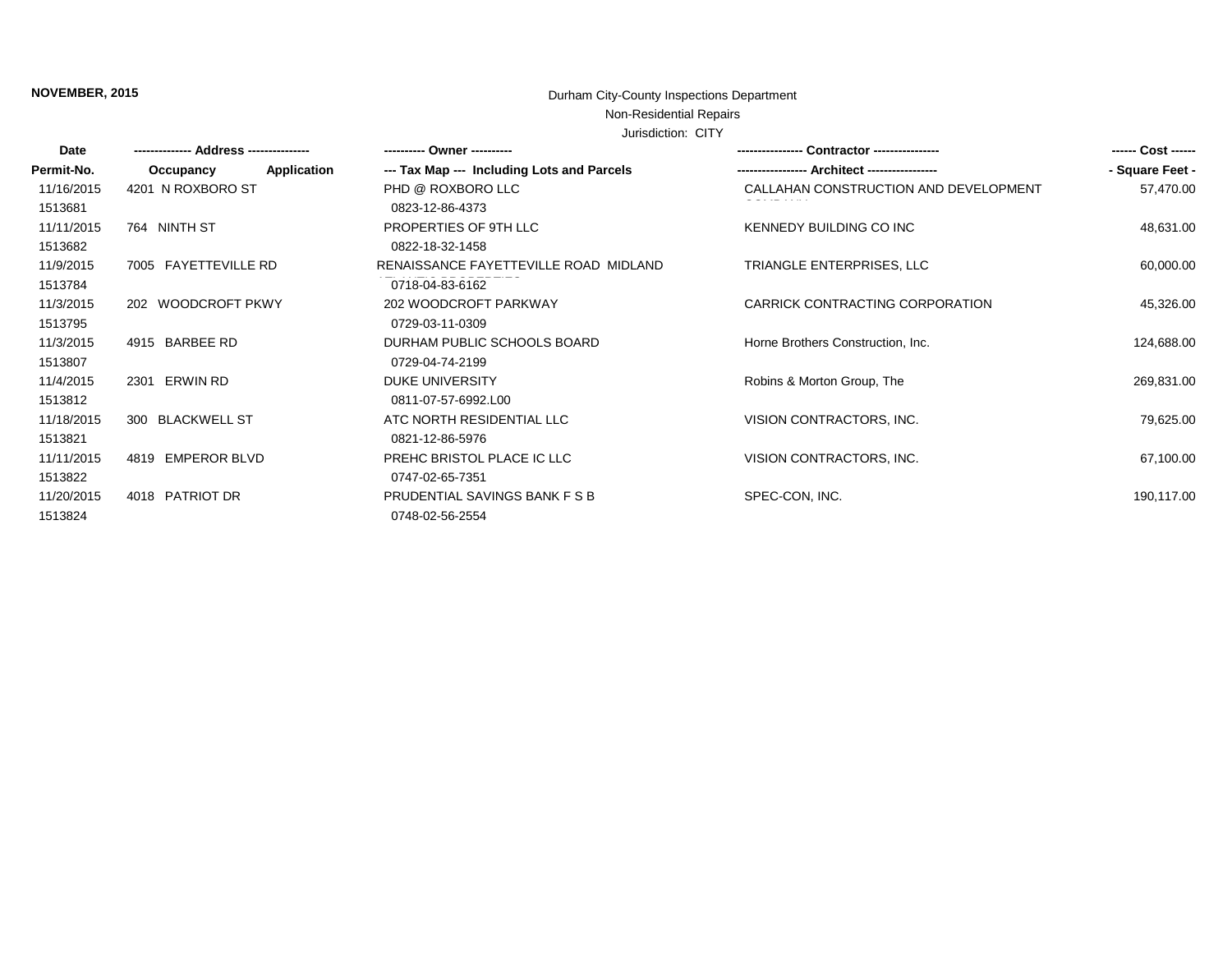NOVEMBER, 2015

Durham City-County Inspections Department

Non-Residential Repairs

Jurisdiction: CITY

| Date<br>Permit-No. | -------------- Address ---------------<br>Occupancy Application | ---------- Owner ----------<br>--- Tax Map --- Including Lots and Parcels | ---------------- Contractor ----------------<br>----------------- Architect ----------------- | ------ Cost ------<br>- Square Feet - |
|---|---|---|---|---|
| 11/16/2015<br>1513681 | 4201 N ROXBORO ST | PHD @ ROXBORO LLC<br>0823-12-86-4373 | CALLAHAN CONSTRUCTION AND DEVELOPMENT | 57,470.00 |
| 11/11/2015<br>1513682 | 764 NINTH ST | PROPERTIES OF 9TH LLC<br>0822-18-32-1458 | KENNEDY BUILDING CO INC | 48,631.00 |
| 11/9/2015<br>1513784 | 7005 FAYETTEVILLE RD | RENAISSANCE FAYETTEVILLE ROAD MIDLAND<br>0718-04-83-6162 | TRIANGLE ENTERPRISES, LLC | 60,000.00 |
| 11/3/2015<br>1513795 | 202 WOODCROFT PKWY | 202 WOODCROFT PARKWAY<br>0729-03-11-0309 | CARRICK CONTRACTING CORPORATION | 45,326.00 |
| 11/3/2015<br>1513807 | 4915 BARBEE RD | DURHAM PUBLIC SCHOOLS BOARD<br>0729-04-74-2199 | Horne Brothers Construction, Inc. | 124,688.00 |
| 11/4/2015<br>1513812 | 2301 ERWIN RD | DUKE UNIVERSITY<br>0811-07-57-6992.L00 | Robins & Morton Group, The | 269,831.00 |
| 11/18/2015<br>1513821 | 300 BLACKWELL ST | ATC NORTH RESIDENTIAL LLC<br>0821-12-86-5976 | VISION CONTRACTORS, INC. | 79,625.00 |
| 11/11/2015<br>1513822 | 4819 EMPEROR BLVD | PREHC BRISTOL PLACE IC LLC<br>0747-02-65-7351 | VISION CONTRACTORS, INC. | 67,100.00 |
| 11/20/2015<br>1513824 | 4018 PATRIOT DR | PRUDENTIAL SAVINGS BANK F S B<br>0748-02-56-2554 | SPEC-CON, INC. | 190,117.00 |